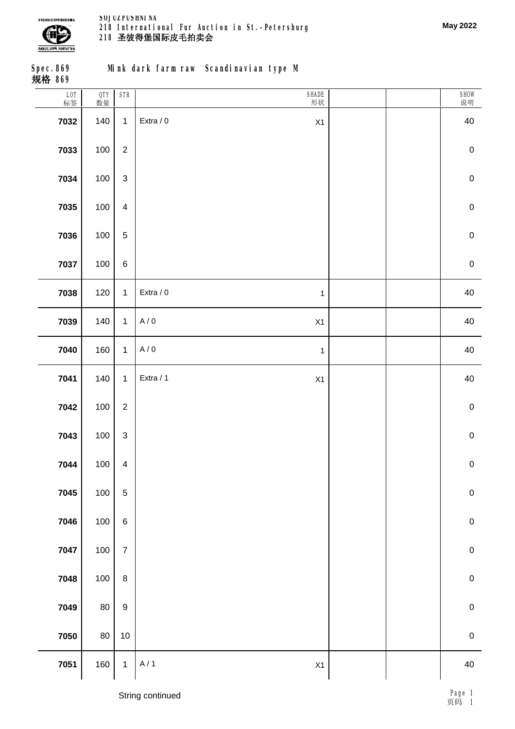SOJUZPUSHNINA
218 International Fur Auction in St.-Petersburg
218 圣彼得堡国际皮毛拍卖会

May 2022

## Spec. 869 Mink dark farm raw Scandinavian type M
## 规格 869

| LOT 标签 | QTY 数量 | STR | SHADE 形状 | | | | SHOW 说明 |
|---|---|---|---|---|---|---|---|
| 7032 | 140 | 1 | Extra / 0 | X1 | | | 40 |
| 7033 | 100 | 2 | | | | | 0 |
| 7034 | 100 | 3 | | | | | 0 |
| 7035 | 100 | 4 | | | | | 0 |
| 7036 | 100 | 5 | | | | | 0 |
| 7037 | 100 | 6 | | | | | 0 |
| 7038 | 120 | 1 | Extra / 0 | 1 | | | 40 |
| 7039 | 140 | 1 | A / 0 | X1 | | | 40 |
| 7040 | 160 | 1 | A / 0 | 1 | | | 40 |
| 7041 | 140 | 1 | Extra / 1 | X1 | | | 40 |
| 7042 | 100 | 2 | | | | | 0 |
| 7043 | 100 | 3 | | | | | 0 |
| 7044 | 100 | 4 | | | | | 0 |
| 7045 | 100 | 5 | | | | | 0 |
| 7046 | 100 | 6 | | | | | 0 |
| 7047 | 100 | 7 | | | | | 0 |
| 7048 | 100 | 8 | | | | | 0 |
| 7049 | 80 | 9 | | | | | 0 |
| 7050 | 80 | 10 | | | | | 0 |
| 7051 | 160 | 1 | A / 1 | X1 | | | 40 |

String continued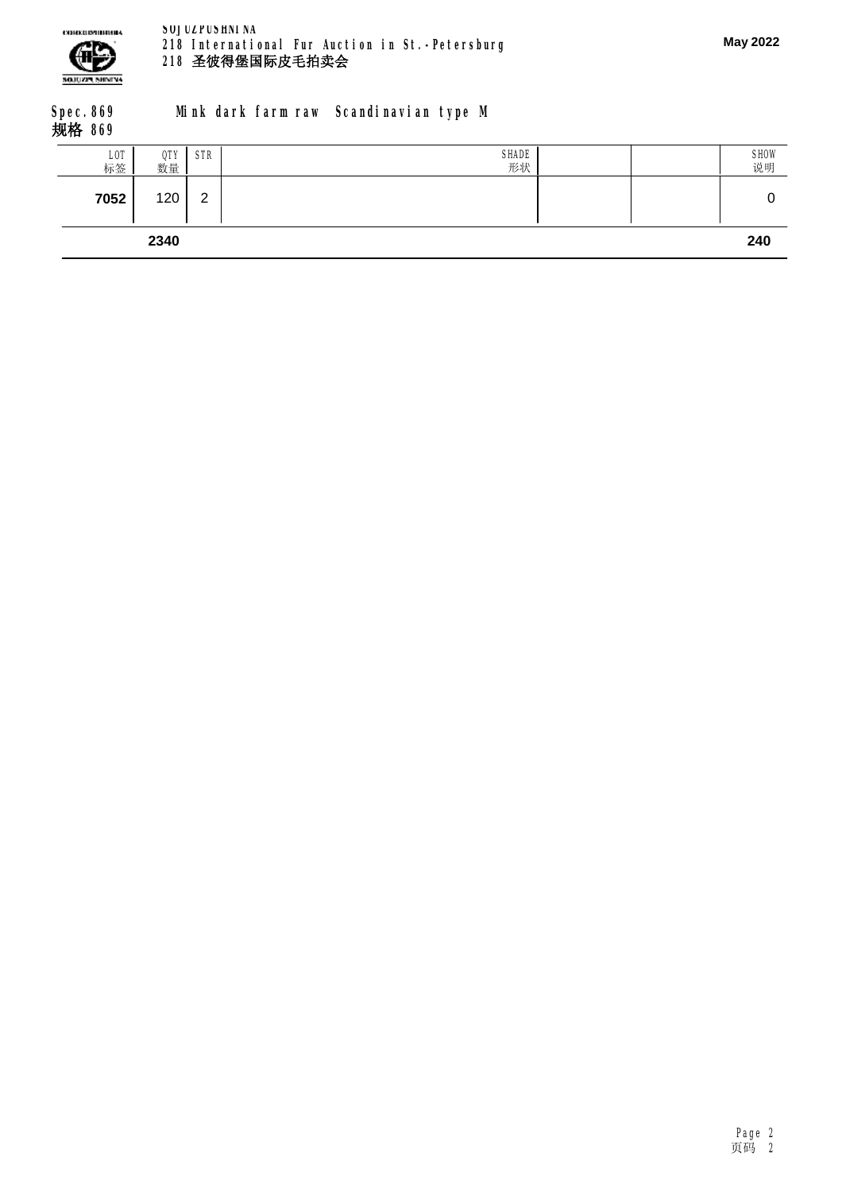**Spec.869** **Mink dark farm raw Scandinavian type M**

**规格 869**

| LOT 标签 | QTY 数量 | STR | SHADE 形状 | | | SHOW 说明 |
|---|---|---|---|---|---|---|
| **7052** | 120 | 2 | | | | 0 |
| | **2340** | | | | | **240** |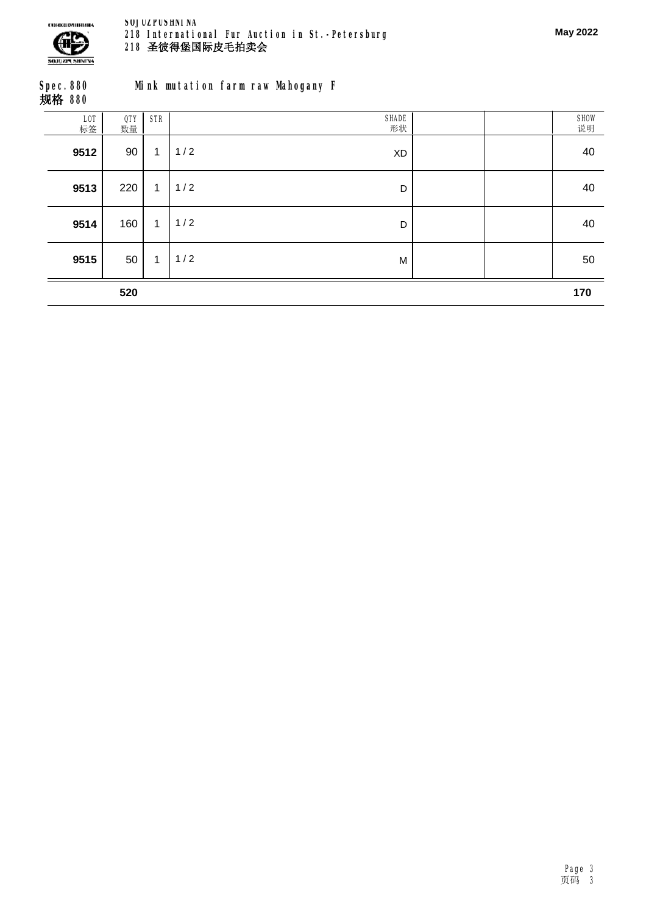## Spec.880 Mink mutation farm raw Mahogany F
## 规格 880

| LOT 标签 | QTY 数量 | STR | | SHADE 形状 | | | SHOW 说明 |
|---|---|---|---|---|---|---|---|
| **9512** | 90 | 1 | 1 / 2 | XD | | | 40 |
| **9513** | 220 | 1 | 1 / 2 | D | | | 40 |
| **9514** | 160 | 1 | 1 / 2 | D | | | 40 |
| **9515** | 50 | 1 | 1 / 2 | M | | | 50 |
| | **520** | | | | | | **170** |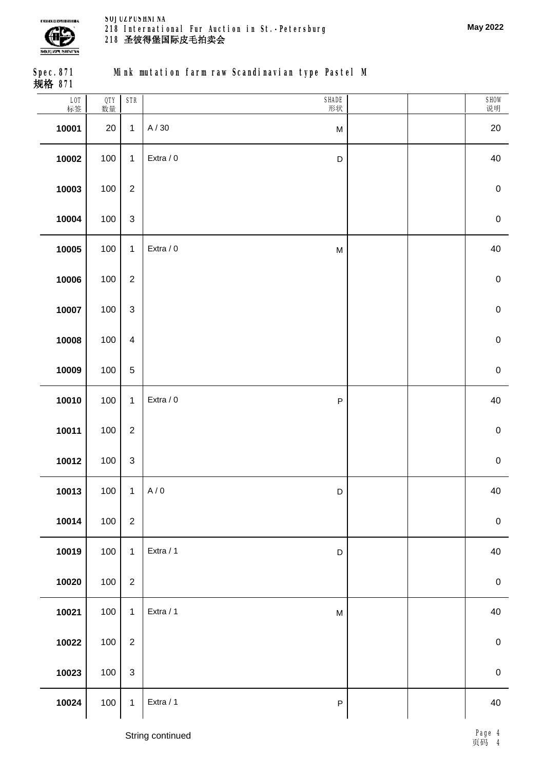## Spec. 871 Mink mutation farm raw Scandinavian type Pastel M
## 规格 871

| LOT 标签 | QTY 数量 | STR | SHADE 形状 | | | | SHOW 说明 |
|---|---|---|---|---|---|---|---|
| **10001** | 20 | 1 | A / 30 | M | | | 20 |
| **10002** | 100 | 1 | Extra / 0 | D | | | 40 |
| **10003** | 100 | 2 | | | | | 0 |
| **10004** | 100 | 3 | | | | | 0 |
| **10005** | 100 | 1 | Extra / 0 | M | | | 40 |
| **10006** | 100 | 2 | | | | | 0 |
| **10007** | 100 | 3 | | | | | 0 |
| **10008** | 100 | 4 | | | | | 0 |
| **10009** | 100 | 5 | | | | | 0 |
| **10010** | 100 | 1 | Extra / 0 | P | | | 40 |
| **10011** | 100 | 2 | | | | | 0 |
| **10012** | 100 | 3 | | | | | 0 |
| **10013** | 100 | 1 | A / 0 | D | | | 40 |
| **10014** | 100 | 2 | | | | | 0 |
| **10019** | 100 | 1 | Extra / 1 | D | | | 40 |
| **10020** | 100 | 2 | | | | | 0 |
| **10021** | 100 | 1 | Extra / 1 | M | | | 40 |
| **10022** | 100 | 2 | | | | | 0 |
| **10023** | 100 | 3 | | | | | 0 |
| **10024** | 100 | 1 | Extra / 1 | P | | | 40 |

String continued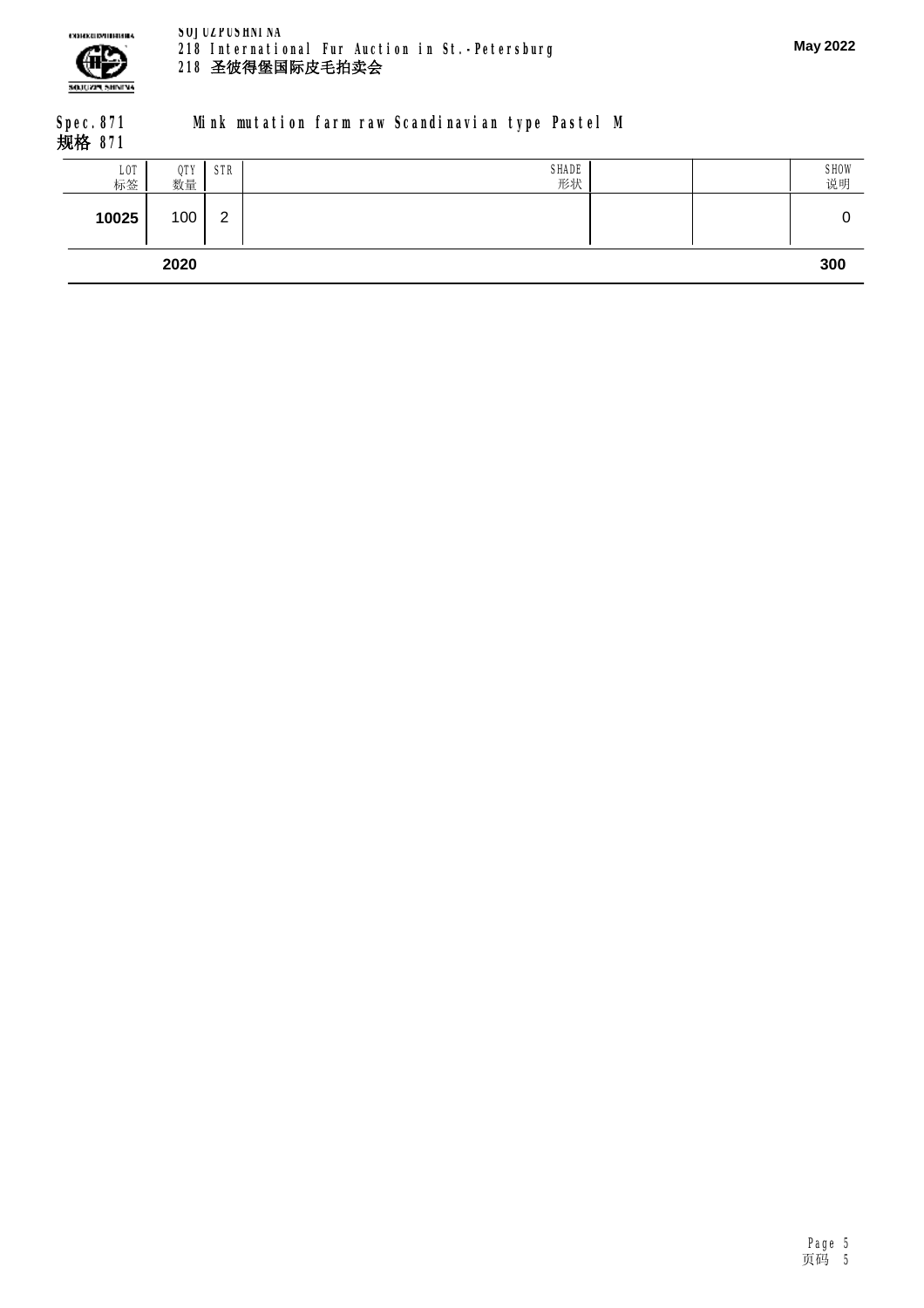**Spec.871 Mink mutation farm raw Scandinavian type Pastel M**
**规格 871**

| LOT 标签 | QTY 数量 | STR | SHADE 形状 | | | SHOW 说明 |
|---|---|---|---|---|---|---|
| **10025** | 100 | 2 | | | | 0 |
| | **2020** | | | | | **300** |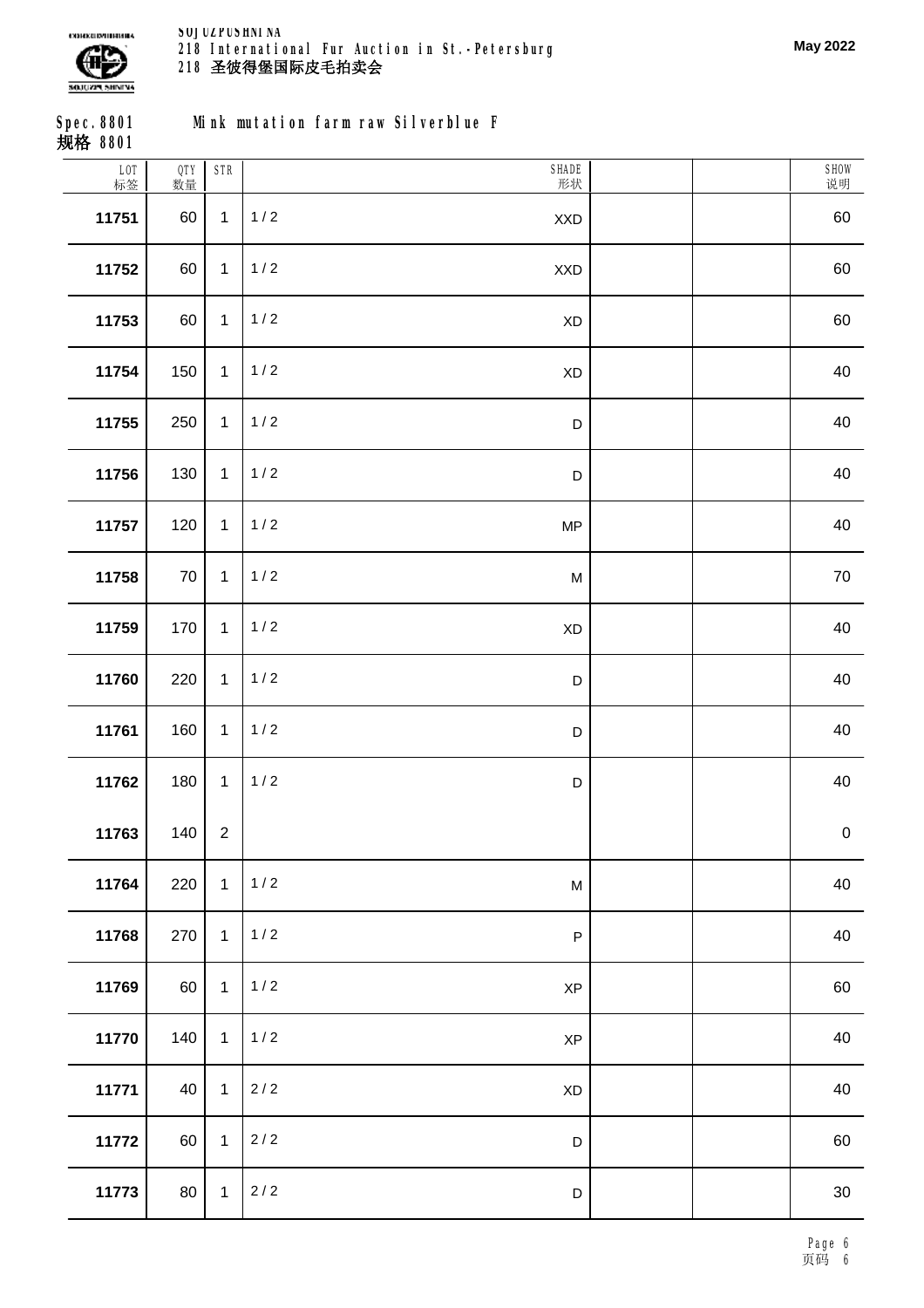Spec. 8801　　Mink mutation farm raw Silverblue F

规格 8801

| LOT 标签 | QTY 数量 | STR | SHADE 形状 | | | SHOW 说明 |
|---|---|---|---|---|---|---|
| 11751 | 60 | 1 | 1 / 2　XXD | | | 60 |
| 11752 | 60 | 1 | 1 / 2　XXD | | | 60 |
| 11753 | 60 | 1 | 1 / 2　XD | | | 60 |
| 11754 | 150 | 1 | 1 / 2　XD | | | 40 |
| 11755 | 250 | 1 | 1 / 2　D | | | 40 |
| 11756 | 130 | 1 | 1 / 2　D | | | 40 |
| 11757 | 120 | 1 | 1 / 2　MP | | | 40 |
| 11758 | 70 | 1 | 1 / 2　M | | | 70 |
| 11759 | 170 | 1 | 1 / 2　XD | | | 40 |
| 11760 | 220 | 1 | 1 / 2　D | | | 40 |
| 11761 | 160 | 1 | 1 / 2　D | | | 40 |
| 11762 | 180 | 1 | 1 / 2　D | | | 40 |
| 11763 | 140 | 2 | | | | 0 |
| 11764 | 220 | 1 | 1 / 2　M | | | 40 |
| 11768 | 270 | 1 | 1 / 2　P | | | 40 |
| 11769 | 60 | 1 | 1 / 2　XP | | | 60 |
| 11770 | 140 | 1 | 1 / 2　XP | | | 40 |
| 11771 | 40 | 1 | 2 / 2　XD | | | 40 |
| 11772 | 60 | 1 | 2 / 2　D | | | 60 |
| 11773 | 80 | 1 | 2 / 2　D | | | 30 |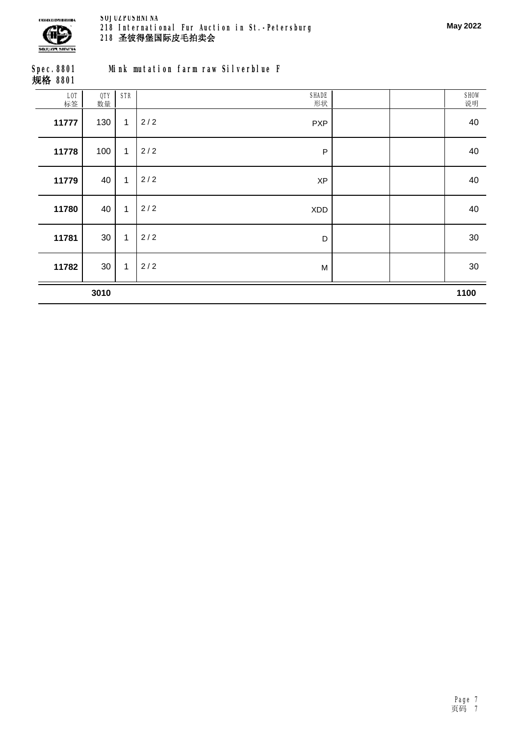SOJUZPUSHNINA
218 International Fur Auction in St.-Petersburg
218 圣彼得堡国际皮毛拍卖会

**Spec. 8801 Mink mutation farm raw Silverblue F**
**规格 8801**

| LOT 标签 | QTY 数量 | STR | | SHADE 形状 | | | SHOW 说明 |
|---|---|---|---|---|---|---|---|
| **11777** | 130 | 1 | 2 / 2 | PXP | | | 40 |
| **11778** | 100 | 1 | 2 / 2 | P | | | 40 |
| **11779** | 40 | 1 | 2 / 2 | XP | | | 40 |
| **11780** | 40 | 1 | 2 / 2 | XDD | | | 40 |
| **11781** | 30 | 1 | 2 / 2 | D | | | 30 |
| **11782** | 30 | 1 | 2 / 2 | M | | | 30 |
| | **3010** | | | | | | **1100** |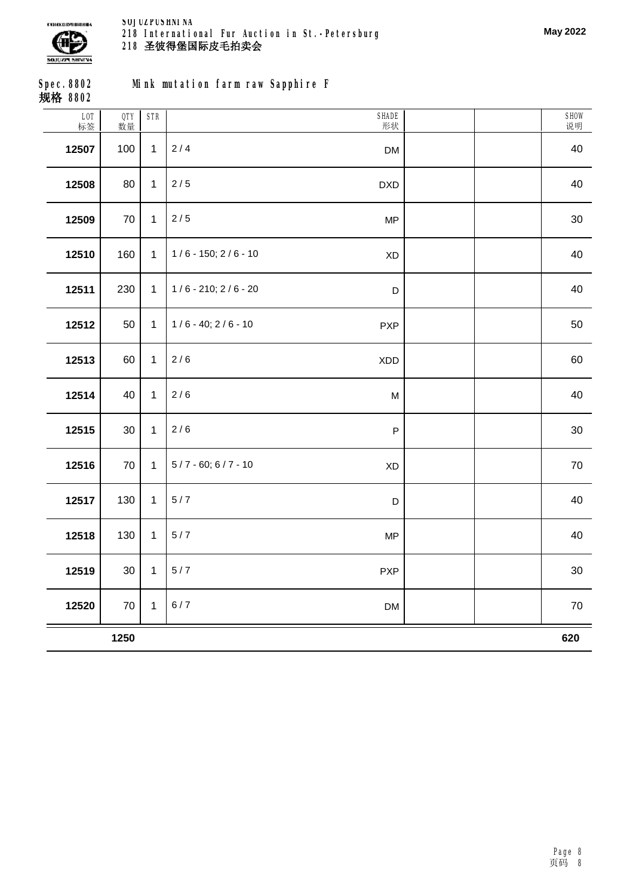Spec. 8802 Mink mutation farm raw Sapphire F
规格 8802

| LOT 标签 | QTY 数量 | STR | | SHADE 形状 | | | SHOW 说明 |
|---|---|---|---|---|---|---|---|
| **12507** | 100 | 1 | 2 / 4 | DM | | | 40 |
| **12508** | 80 | 1 | 2 / 5 | DXD | | | 40 |
| **12509** | 70 | 1 | 2 / 5 | MP | | | 30 |
| **12510** | 160 | 1 | 1 / 6 - 150; 2 / 6 - 10 | XD | | | 40 |
| **12511** | 230 | 1 | 1 / 6 - 210; 2 / 6 - 20 | D | | | 40 |
| **12512** | 50 | 1 | 1 / 6 - 40; 2 / 6 - 10 | PXP | | | 50 |
| **12513** | 60 | 1 | 2 / 6 | XDD | | | 60 |
| **12514** | 40 | 1 | 2 / 6 | M | | | 40 |
| **12515** | 30 | 1 | 2 / 6 | P | | | 30 |
| **12516** | 70 | 1 | 5 / 7 - 60; 6 / 7 - 10 | XD | | | 70 |
| **12517** | 130 | 1 | 5 / 7 | D | | | 40 |
| **12518** | 130 | 1 | 5 / 7 | MP | | | 40 |
| **12519** | 30 | 1 | 5 / 7 | PXP | | | 30 |
| **12520** | 70 | 1 | 6 / 7 | DM | | | 70 |
| | **1250** | | | | | | **620** |